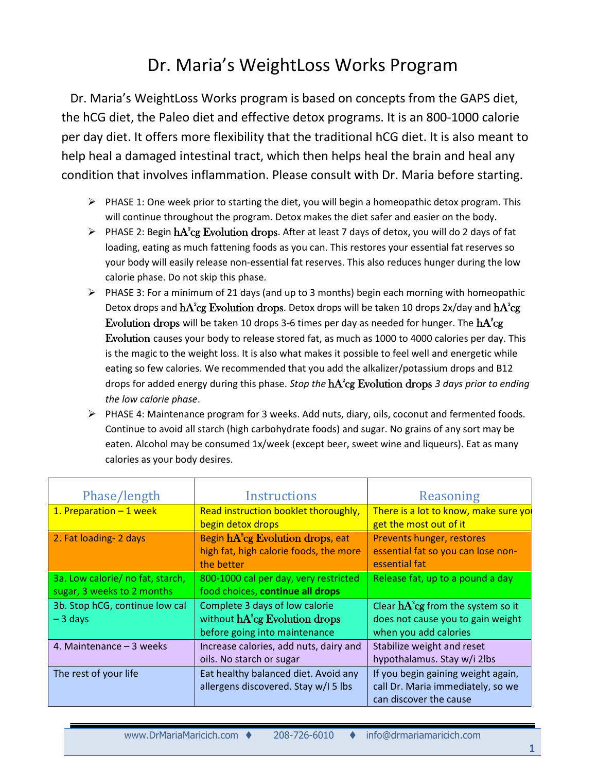# Dr. Maria's WeightLoss Works Program

Dr. Maria's WeightLoss Works program is based on concepts from the GAPS diet, the hCG diet, the Paleo diet and effective detox programs. It is an 800-1000 calorie per day diet. It offers more flexibility that the traditional hCG diet. It is also meant to help heal a damaged intestinal tract, which then helps heal the brain and heal any condition that involves inflammation. Please consult with Dr. Maria before starting.

- PHASE 1: One week prior to starting the diet, you will begin a homeopathic detox program. This will continue throughout the program. Detox makes the diet safer and easier on the body.
- PHASE 2: Begin hA²cg Evolution drops. After at least 7 days of detox, you will do 2 days of fat loading, eating as much fattening foods as you can. This restores your essential fat reserves so your body will easily release non-essential fat reserves. This also reduces hunger during the low calorie phase. Do not skip this phase.
- PHASE 3: For a minimum of 21 days (and up to 3 months) begin each morning with homeopathic Detox drops and hA²cg Evolution drops. Detox drops will be taken 10 drops 2x/day and hA²cg Evolution drops will be taken 10 drops 3-6 times per day as needed for hunger. The hA²cg Evolution causes your body to release stored fat, as much as 1000 to 4000 calories per day. This is the magic to the weight loss. It is also what makes it possible to feel well and energetic while eating so few calories. We recommended that you add the alkalizer/potassium drops and B12 drops for added energy during this phase. *Stop the* hA²cg Evolution drops *3 days prior to ending the low calorie phase*.
- PHASE 4: Maintenance program for 3 weeks. Add nuts, diary, oils, coconut and fermented foods. Continue to avoid all starch (high carbohydrate foods) and sugar. No grains of any sort may be eaten. Alcohol may be consumed 1x/week (except beer, sweet wine and liqueurs). Eat as many calories as your body desires.

| Phase/length | Instructions | Reasoning |
|---|---|---|
| 1. Preparation – 1 week | Read instruction booklet thoroughly, begin detox drops | There is a lot to know, make sure you get the most out of it |
| 2. Fat loading- 2 days | Begin hA²cg Evolution drops, eat high fat, high calorie foods, the more the better | Prevents hunger, restores essential fat so you can lose non-essential fat |
| 3a. Low calorie/ no fat, starch, sugar, 3 weeks to 2 months | 800-1000 cal per day, very restricted food choices, **continue all drops** | Release fat, up to a pound a day |
| 3b. Stop hCG, continue low cal – 3 days | Complete 3 days of low calorie without hA²cg Evolution drops before going into maintenance | Clear hA²cg from the system so it does not cause you to gain weight when you add calories |
| 4. Maintenance – 3 weeks | Increase calories, add nuts, dairy and oils. No starch or sugar | Stabilize weight and reset hypothalamus. Stay w/i 2lbs |
| The rest of your life | Eat healthy balanced diet. Avoid any allergens discovered. Stay w/I 5 lbs | If you begin gaining weight again, call Dr. Maria immediately, so we can discover the cause |

www.DrMariaMaricich.com ♦ 208-726-6010 ♦ info@drmariamaricich.com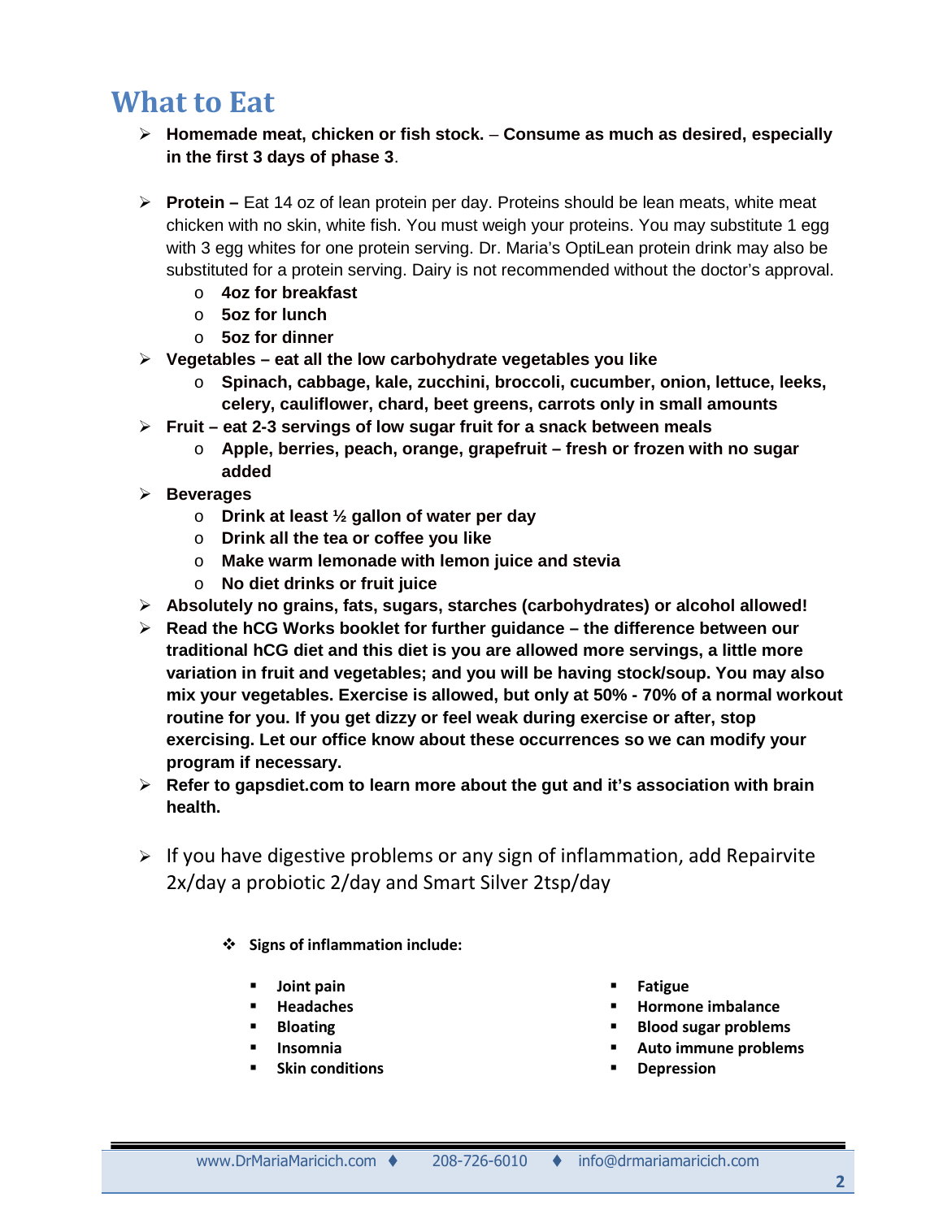# What to Eat

- **Homemade meat, chicken or fish stock.** – **Consume as much as desired, especially in the first 3 days of phase 3**.
- **Protein –** Eat 14 oz of lean protein per day. Proteins should be lean meats, white meat chicken with no skin, white fish. You must weigh your proteins. You may substitute 1 egg with 3 egg whites for one protein serving. Dr. Maria's OptiLean protein drink may also be substituted for a protein serving. Dairy is not recommended without the doctor's approval.
    - **4oz for breakfast**
    - **5oz for lunch**
    - **5oz for dinner**
- **Vegetables – eat all the low carbohydrate vegetables you like**
    - **Spinach, cabbage, kale, zucchini, broccoli, cucumber, onion, lettuce, leeks, celery, cauliflower, chard, beet greens, carrots only in small amounts**
- **Fruit – eat 2-3 servings of low sugar fruit for a snack between meals**
    - **Apple, berries, peach, orange, grapefruit – fresh or frozen with no sugar added**
- **Beverages**
    - **Drink at least ½ gallon of water per day**
    - **Drink all the tea or coffee you like**
    - **Make warm lemonade with lemon juice and stevia**
    - **No diet drinks or fruit juice**
- **Absolutely no grains, fats, sugars, starches (carbohydrates) or alcohol allowed!**
- **Read the hCG Works booklet for further guidance – the difference between our traditional hCG diet and this diet is you are allowed more servings, a little more variation in fruit and vegetables; and you will be having stock/soup. You may also mix your vegetables. Exercise is allowed, but only at 50% - 70% of a normal workout routine for you. If you get dizzy or feel weak during exercise or after, stop exercising. Let our office know about these occurrences so we can modify your program if necessary.**
- **Refer to gapsdiet.com to learn more about the gut and it's association with brain health.**

- If you have digestive problems or any sign of inflammation, add Repairvite 2x/day a probiotic 2/day and Smart Silver 2tsp/day

    - **Signs of inflammation include:**
        - **Joint pain**
        - **Headaches**
        - **Bloating**
        - **Insomnia**
        - **Skin conditions**
        - **Fatigue**
        - **Hormone imbalance**
        - **Blood sugar problems**
        - **Auto immune problems**
        - **Depression**